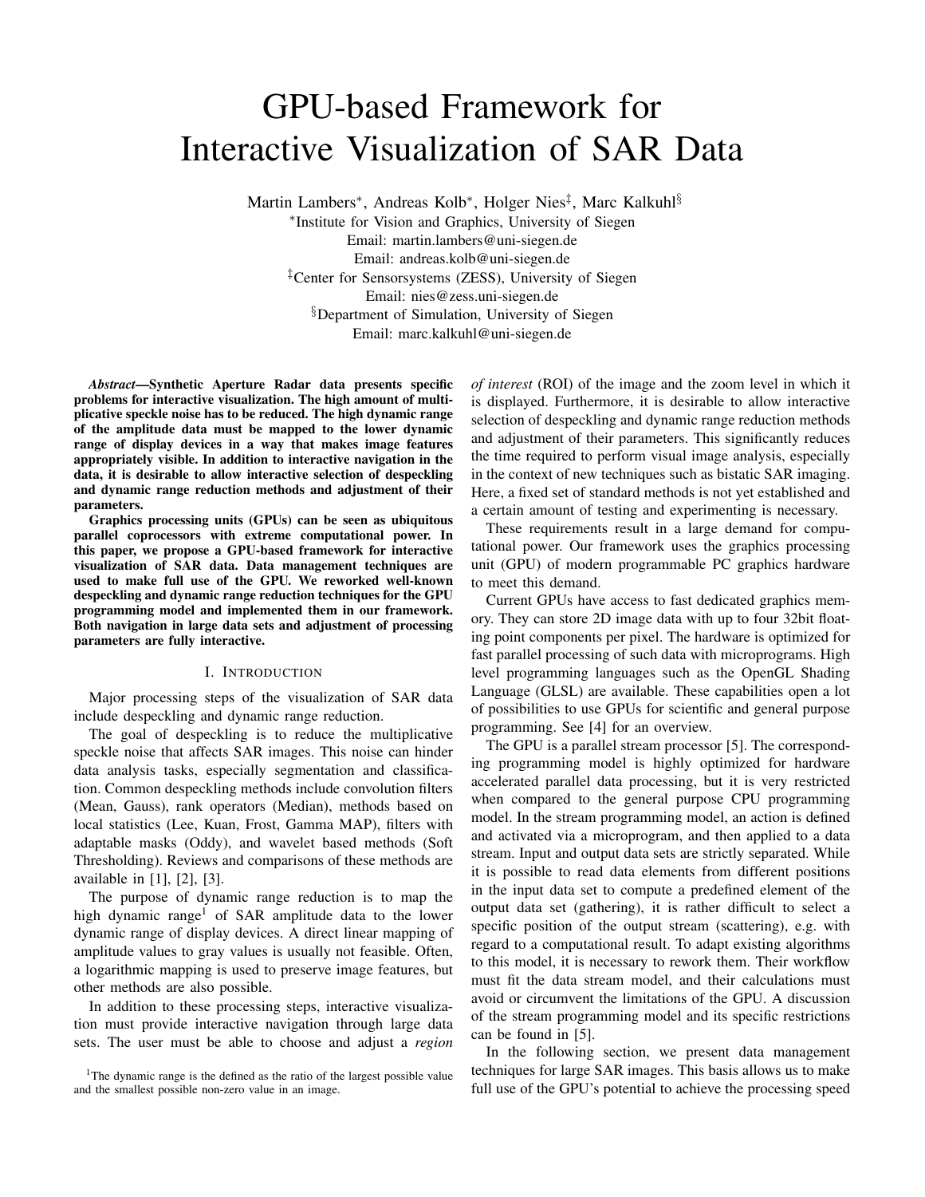# GPU-based Framework for Interactive Visualization of SAR Data

Martin Lambers*, Andreas Kolb*, Holger Nies‡, Marc Kalkuhl§

*Institute for Vision and Graphics, University of Siegen
Email: martin.lambers@uni-siegen.de
Email: andreas.kolb@uni-siegen.de

‡Center for Sensorsystems (ZESS), University of Siegen
Email: nies@zess.uni-siegen.de

§Department of Simulation, University of Siegen
Email: marc.kalkuhl@uni-siegen.de

***Abstract*—Synthetic Aperture Radar data presents specific problems for interactive visualization. The high amount of multiplicative speckle noise has to be reduced. The high dynamic range of the amplitude data must be mapped to the lower dynamic range of display devices in a way that makes image features appropriately visible. In addition to interactive navigation in the data, it is desirable to allow interactive selection of despeckling and dynamic range reduction methods and adjustment of their parameters.**

**Graphics processing units (GPUs) can be seen as ubiquitous parallel coprocessors with extreme computational power. In this paper, we propose a GPU-based framework for interactive visualization of SAR data. Data management techniques are used to make full use of the GPU. We reworked well-known despeckling and dynamic range reduction techniques for the GPU programming model and implemented them in our framework. Both navigation in large data sets and adjustment of processing parameters are fully interactive.**

## I. Introduction

Major processing steps of the visualization of SAR data include despeckling and dynamic range reduction.

The goal of despeckling is to reduce the multiplicative speckle noise that affects SAR images. This noise can hinder data analysis tasks, especially segmentation and classification. Common despeckling methods include convolution filters (Mean, Gauss), rank operators (Median), methods based on local statistics (Lee, Kuan, Frost, Gamma MAP), filters with adaptable masks (Oddy), and wavelet based methods (Soft Thresholding). Reviews and comparisons of these methods are available in [1], [2], [3].

The purpose of dynamic range reduction is to map the high dynamic range[1] of SAR amplitude data to the lower dynamic range of display devices. A direct linear mapping of amplitude values to gray values is usually not feasible. Often, a logarithmic mapping is used to preserve image features, but other methods are also possible.

In addition to these processing steps, interactive visualization must provide interactive navigation through large data sets. The user must be able to choose and adjust a *region of interest* (ROI) of the image and the zoom level in which it is displayed. Furthermore, it is desirable to allow interactive selection of despeckling and dynamic range reduction methods and adjustment of their parameters. This significantly reduces the time required to perform visual image analysis, especially in the context of new techniques such as bistatic SAR imaging. Here, a fixed set of standard methods is not yet established and a certain amount of testing and experimenting is necessary.

These requirements result in a large demand for computational power. Our framework uses the graphics processing unit (GPU) of modern programmable PC graphics hardware to meet this demand.

Current GPUs have access to fast dedicated graphics memory. They can store 2D image data with up to four 32bit floating point components per pixel. The hardware is optimized for fast parallel processing of such data with microprograms. High level programming languages such as the OpenGL Shading Language (GLSL) are available. These capabilities open a lot of possibilities to use GPUs for scientific and general purpose programming. See [4] for an overview.

The GPU is a parallel stream processor [5]. The corresponding programming model is highly optimized for hardware accelerated parallel data processing, but it is very restricted when compared to the general purpose CPU programming model. In the stream programming model, an action is defined and activated via a microprogram, and then applied to a data stream. Input and output data sets are strictly separated. While it is possible to read data elements from different positions in the input data set to compute a predefined element of the output data set (gathering), it is rather difficult to select a specific position of the output stream (scattering), e.g. with regard to a computational result. To adapt existing algorithms to this model, it is necessary to rework them. Their workflow must fit the data stream model, and their calculations must avoid or circumvent the limitations of the GPU. A discussion of the stream programming model and its specific restrictions can be found in [5].

In the following section, we present data management techniques for large SAR images. This basis allows us to make full use of the GPU's potential to achieve the processing speed

[1] The dynamic range is the defined as the ratio of the largest possible value and the smallest possible non-zero value in an image.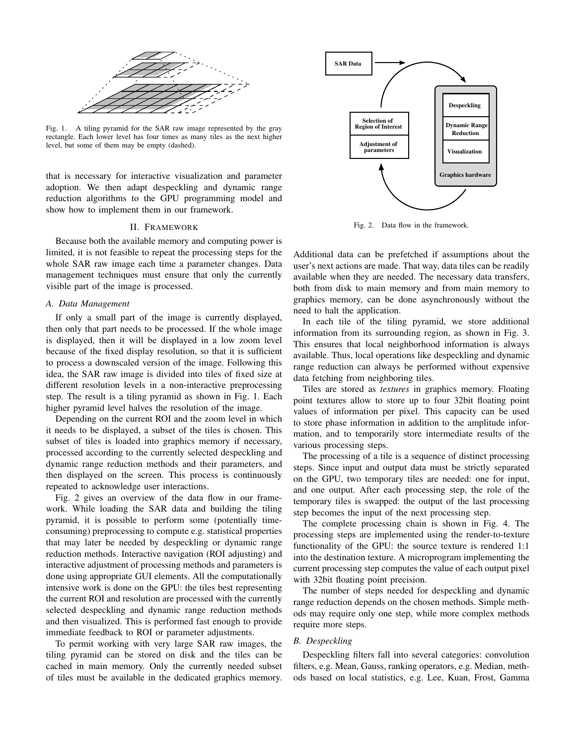Fig. 1. A tiling pyramid for the SAR raw image represented by the gray rectangle. Each lower level has four times as many tiles as the next higher level, but some of them may be empty (dashed).

that is necessary for interactive visualization and parameter adoption. We then adapt despeckling and dynamic range reduction algorithms to the GPU programming model and show how to implement them in our framework.

## II. Framework

Because both the available memory and computing power is limited, it is not feasible to repeat the processing steps for the whole SAR raw image each time a parameter changes. Data management techniques must ensure that only the currently visible part of the image is processed.

### A. Data Management

If only a small part of the image is currently displayed, then only that part needs to be processed. If the whole image is displayed, then it will be displayed in a low zoom level because of the fixed display resolution, so that it is sufficient to process a downscaled version of the image. Following this idea, the SAR raw image is divided into tiles of fixed size at different resolution levels in a non-interactive preprocessing step. The result is a tiling pyramid as shown in Fig. 1. Each higher pyramid level halves the resolution of the image.

Depending on the current ROI and the zoom level in which it needs to be displayed, a subset of the tiles is chosen. This subset of tiles is loaded into graphics memory if necessary, processed according to the currently selected despeckling and dynamic range reduction methods and their parameters, and then displayed on the screen. This process is continuously repeated to acknowledge user interactions.

Fig. 2 gives an overview of the data flow in our framework. While loading the SAR data and building the tiling pyramid, it is possible to perform some (potentially time-consuming) preprocessing to compute e.g. statistical properties that may later be needed by despeckling or dynamic range reduction methods. Interactive navigation (ROI adjusting) and interactive adjustment of processing methods and parameters is done using appropriate GUI elements. All the computationally intensive work is done on the GPU: the tiles best representing the current ROI and resolution are processed with the currently selected despeckling and dynamic range reduction methods and then visualized. This is performed fast enough to provide immediate feedback to ROI or parameter adjustments.

To permit working with very large SAR raw images, the tiling pyramid can be stored on disk and the tiles can be cached in main memory. Only the currently needed subset of tiles must be available in the dedicated graphics memory.

SAR Data

Despeckling

Dynamic Range Reduction

Visualization

Graphics hardware

Selection of Region of Interest

Adjustment of parameters

Fig. 2. Data flow in the framework.

Additional data can be prefetched if assumptions about the user's next actions are made. That way, data tiles can be readily available when they are needed. The necessary data transfers, both from disk to main memory and from main memory to graphics memory, can be done asynchronously without the need to halt the application.

In each tile of the tiling pyramid, we store additional information from its surrounding region, as shown in Fig. 3. This ensures that local neighborhood information is always available. Thus, local operations like despeckling and dynamic range reduction can always be performed without expensive data fetching from neighboring tiles.

Tiles are stored as *textures* in graphics memory. Floating point textures allow to store up to four 32bit floating point values of information per pixel. This capacity can be used to store phase information in addition to the amplitude information, and to temporarily store intermediate results of the various processing steps.

The processing of a tile is a sequence of distinct processing steps. Since input and output data must be strictly separated on the GPU, two temporary tiles are needed: one for input, and one output. After each processing step, the role of the temporary tiles is swapped: the output of the last processing step becomes the input of the next processing step.

The complete processing chain is shown in Fig. 4. The processing steps are implemented using the render-to-texture functionality of the GPU: the source texture is rendered 1:1 into the destination texture. A microprogram implementing the current processing step computes the value of each output pixel with 32bit floating point precision.

The number of steps needed for despeckling and dynamic range reduction depends on the chosen methods. Simple methods may require only one step, while more complex methods require more steps.

### B. Despeckling

Despeckling filters fall into several categories: convolution filters, e.g. Mean, Gauss, ranking operators, e.g. Median, methods based on local statistics, e.g. Lee, Kuan, Frost, Gamma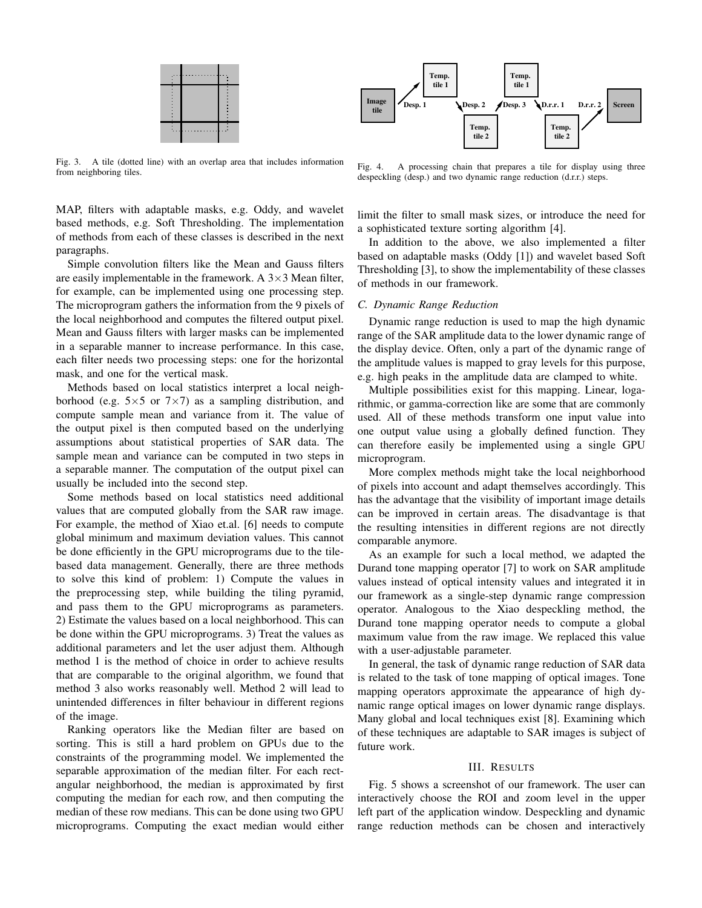Fig. 3. A tile (dotted line) with an overlap area that includes information from neighboring tiles.

Fig. 4. A processing chain that prepares a tile for display using three despeckling (desp.) and two dynamic range reduction (d.r.r.) steps.

MAP, filters with adaptable masks, e.g. Oddy, and wavelet based methods, e.g. Soft Thresholding. The implementation of methods from each of these classes is described in the next paragraphs.

Simple convolution filters like the Mean and Gauss filters are easily implementable in the framework. A $3\times3$ Mean filter, for example, can be implemented using one processing step. The microprogram gathers the information from the 9 pixels of the local neighborhood and computes the filtered output pixel. Mean and Gauss filters with larger masks can be implemented in a separable manner to increase performance. In this case, each filter needs two processing steps: one for the horizontal mask, and one for the vertical mask.

Methods based on local statistics interpret a local neighborhood (e.g. $5\times5$ or $7\times7$) as a sampling distribution, and compute sample mean and variance from it. The value of the output pixel is then computed based on the underlying assumptions about statistical properties of SAR data. The sample mean and variance can be computed in two steps in a separable manner. The computation of the output pixel can usually be included into the second step.

Some methods based on local statistics need additional values that are computed globally from the SAR raw image. For example, the method of Xiao et.al. [6] needs to compute global minimum and maximum deviation values. This cannot be done efficiently in the GPU microprograms due to the tile-based data management. Generally, there are three methods to solve this kind of problem: 1) Compute the values in the preprocessing step, while building the tiling pyramid, and pass them to the GPU microprograms as parameters. 2) Estimate the values based on a local neighborhood. This can be done within the GPU microprograms. 3) Treat the values as additional parameters and let the user adjust them. Although method 1 is the method of choice in order to achieve results that are comparable to the original algorithm, we found that method 3 also works reasonably well. Method 2 will lead to unintended differences in filter behaviour in different regions of the image.

Ranking operators like the Median filter are based on sorting. This is still a hard problem on GPUs due to the constraints of the programming model. We implemented the separable approximation of the median filter. For each rectangular neighborhood, the median is approximated by first computing the median for each row, and then computing the median of these row medians. This can be done using two GPU microprograms. Computing the exact median would either limit the filter to small mask sizes, or introduce the need for a sophisticated texture sorting algorithm [4].

In addition to the above, we also implemented a filter based on adaptable masks (Oddy [1]) and wavelet based Soft Thresholding [3], to show the implementability of these classes of methods in our framework.

### C. Dynamic Range Reduction

Dynamic range reduction is used to map the high dynamic range of the SAR amplitude data to the lower dynamic range of the display device. Often, only a part of the dynamic range of the amplitude values is mapped to gray levels for this purpose, e.g. high peaks in the amplitude data are clamped to white.

Multiple possibilities exist for this mapping. Linear, logarithmic, or gamma-correction like are some that are commonly used. All of these methods transform one input value into one output value using a globally defined function. They can therefore easily be implemented using a single GPU microprogram.

More complex methods might take the local neighborhood of pixels into account and adapt themselves accordingly. This has the advantage that the visibility of important image details can be improved in certain areas. The disadvantage is that the resulting intensities in different regions are not directly comparable anymore.

As an example for such a local method, we adapted the Durand tone mapping operator [7] to work on SAR amplitude values instead of optical intensity values and integrated it in our framework as a single-step dynamic range compression operator. Analogous to the Xiao despeckling method, the Durand tone mapping operator needs to compute a global maximum value from the raw image. We replaced this value with a user-adjustable parameter.

In general, the task of dynamic range reduction of SAR data is related to the task of tone mapping of optical images. Tone mapping operators approximate the appearance of high dynamic range optical images on lower dynamic range displays. Many global and local techniques exist [8]. Examining which of these techniques are adaptable to SAR images is subject of future work.

## III. Results

Fig. 5 shows a screenshot of our framework. The user can interactively choose the ROI and zoom level in the upper left part of the application window. Despeckling and dynamic range reduction methods can be chosen and interactively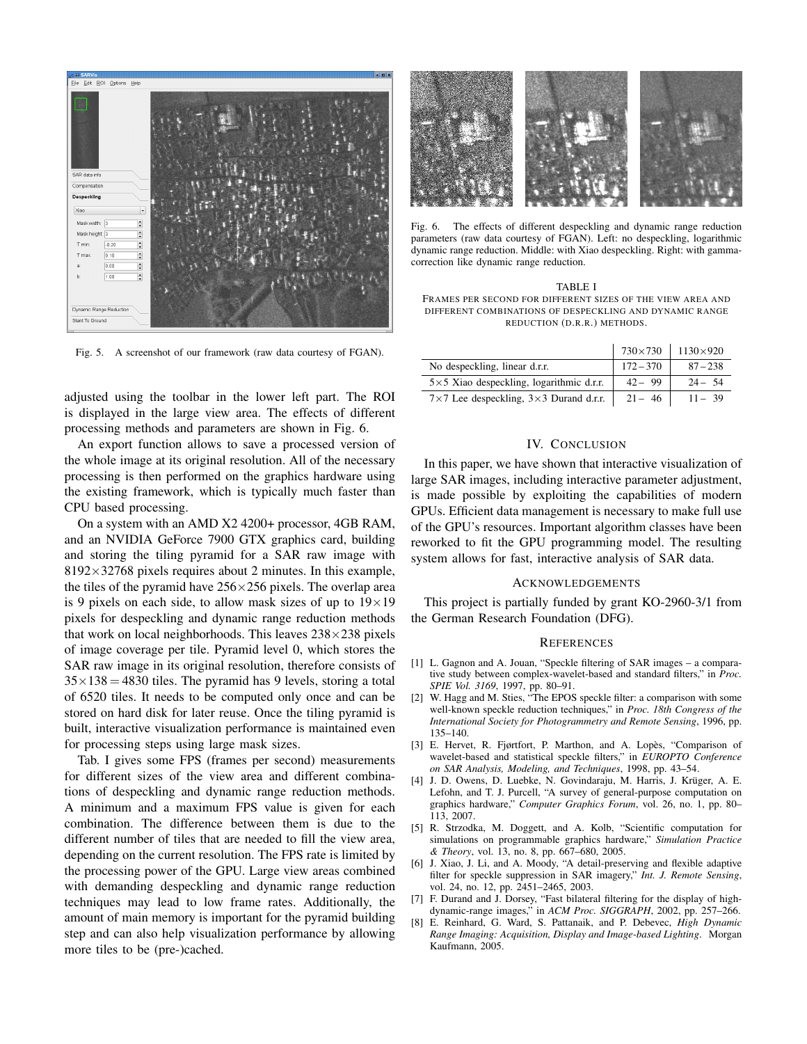Fig. 5. A screenshot of our framework (raw data courtesy of FGAN).

adjusted using the toolbar in the lower left part. The ROI is displayed in the large view area. The effects of different processing methods and parameters are shown in Fig. 6.

An export function allows to save a processed version of the whole image at its original resolution. All of the necessary processing is then performed on the graphics hardware using the existing framework, which is typically much faster than CPU based processing.

On a system with an AMD X2 4200+ processor, 4GB RAM, and an NVIDIA GeForce 7900 GTX graphics card, building and storing the tiling pyramid for a SAR raw image with $8192 \times 32768$ pixels requires about 2 minutes. In this example, the tiles of the pyramid have $256 \times 256$ pixels. The overlap area is 9 pixels on each side, to allow mask sizes of up to $19 \times 19$ pixels for despeckling and dynamic range reduction methods that work on local neighborhoods. This leaves $238 \times 238$ pixels of image coverage per tile. Pyramid level 0, which stores the SAR raw image in its original resolution, therefore consists of $35 \times 138 = 4830$ tiles. The pyramid has 9 levels, storing a total of 6520 tiles. It needs to be computed only once and can be stored on hard disk for later reuse. Once the tiling pyramid is built, interactive visualization performance is maintained even for processing steps using large mask sizes.

Tab. I gives some FPS (frames per second) measurements for different sizes of the view area and different combinations of despeckling and dynamic range reduction methods. A minimum and a maximum FPS value is given for each combination. The difference between them is due to the different number of tiles that are needed to fill the view area, depending on the current resolution. The FPS rate is limited by the processing power of the GPU. Large view areas combined with demanding despeckling and dynamic range reduction techniques may lead to low frame rates. Additionally, the amount of main memory is important for the pyramid building step and can also help visualization performance by allowing more tiles to be (pre-)cached.

Fig. 6. The effects of different despeckling and dynamic range reduction parameters (raw data courtesy of FGAN). Left: no despeckling, logarithmic dynamic range reduction. Middle: with Xiao despeckling. Right: with gamma-correction like dynamic range reduction.

TABLE I
FRAMES PER SECOND FOR DIFFERENT SIZES OF THE VIEW AREA AND DIFFERENT COMBINATIONS OF DESPECKLING AND DYNAMIC RANGE REDUCTION (D.R.R.) METHODS.

| | 730×730 | 1130×920 |
|---|---|---|
| No despeckling, linear d.r.r. | 172 – 370 | 87 – 238 |
| 5×5 Xiao despeckling, logarithmic d.r.r. | 42 – 99 | 24 – 54 |
| 7×7 Lee despeckling, 3×3 Durand d.r.r. | 21 – 46 | 11 – 39 |

## IV. Conclusion

In this paper, we have shown that interactive visualization of large SAR images, including interactive parameter adjustment, is made possible by exploiting the capabilities of modern GPUs. Efficient data management is necessary to make full use of the GPU's resources. Important algorithm classes have been reworked to fit the GPU programming model. The resulting system allows for fast, interactive analysis of SAR data.

## Acknowledgements

This project is partially funded by grant KO-2960-3/1 from the German Research Foundation (DFG).

## References

[1] L. Gagnon and A. Jouan, "Speckle filtering of SAR images – a comparative study between complex-wavelet-based and standard filters," in *Proc. SPIE Vol. 3169*, 1997, pp. 80–91.

[2] W. Hagg and M. Sties, "The EPOS speckle filter: a comparison with some well-known speckle reduction techniques," in *Proc. 18th Congress of the International Society for Photogrammetry and Remote Sensing*, 1996, pp. 135–140.

[3] E. Hervet, R. Fjørtfort, P. Marthon, and A. Lopès, "Comparison of wavelet-based and statistical speckle filters," in *EUROPTO Conference on SAR Analysis, Modeling, and Techniques*, 1998, pp. 43–54.

[4] J. D. Owens, D. Luebke, N. Govindaraju, M. Harris, J. Krüger, A. E. Lefohn, and T. J. Purcell, "A survey of general-purpose computation on graphics hardware," *Computer Graphics Forum*, vol. 26, no. 1, pp. 80–113, 2007.

[5] R. Strzodka, M. Doggett, and A. Kolb, "Scientific computation for simulations on programmable graphics hardware," *Simulation Practice & Theory*, vol. 13, no. 8, pp. 667–680, 2005.

[6] J. Xiao, J. Li, and A. Moody, "A detail-preserving and flexible adaptive filter for speckle suppression in SAR imagery," *Int. J. Remote Sensing*, vol. 24, no. 12, pp. 2451–2465, 2003.

[7] F. Durand and J. Dorsey, "Fast bilateral filtering for the display of high-dynamic-range images," in *ACM Proc. SIGGRAPH*, 2002, pp. 257–266.

[8] E. Reinhard, G. Ward, S. Pattanaik, and P. Debevec, *High Dynamic Range Imaging: Acquisition, Display and Image-based Lighting*. Morgan Kaufmann, 2005.